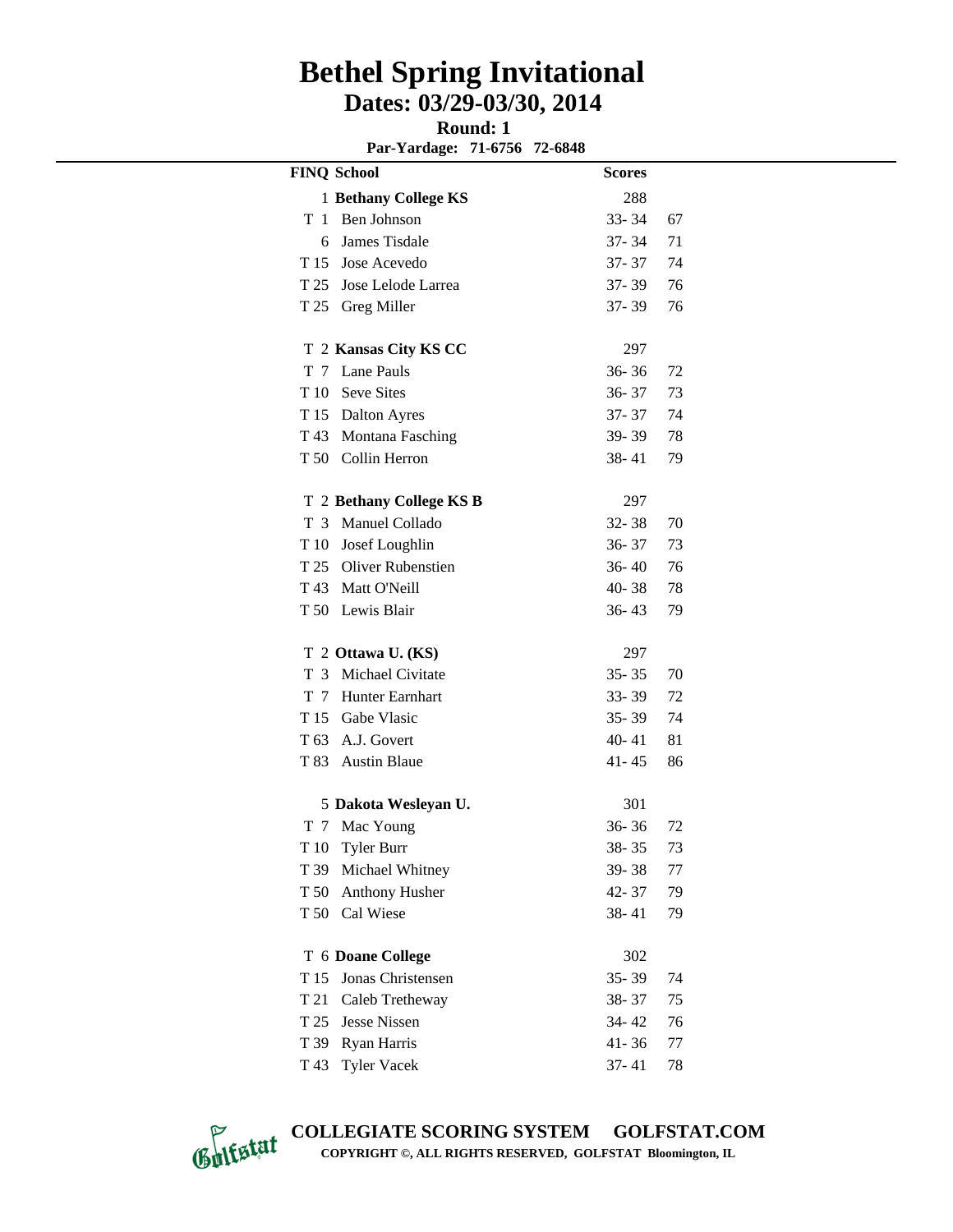# Bethel Spring Invitational

## Dates: 03/29-03/30, 2014

**Round: 1**

**Par-Yardage: 71-6756 72-6848**

| FINQ | School | Scores | |
|---|---|---|---|
| 1 | **Bethany College KS** | 288 | |
| T 1 | Ben Johnson | 33- 34 | 67 |
| 6 | James Tisdale | 37- 34 | 71 |
| T 15 | Jose Acevedo | 37- 37 | 74 |
| T 25 | Jose Lelode Larrea | 37- 39 | 76 |
| T 25 | Greg Miller | 37- 39 | 76 |
| | | | |
| T 2 | **Kansas City KS CC** | 297 | |
| T 7 | Lane Pauls | 36- 36 | 72 |
| T 10 | Seve Sites | 36- 37 | 73 |
| T 15 | Dalton Ayres | 37- 37 | 74 |
| T 43 | Montana Fasching | 39- 39 | 78 |
| T 50 | Collin Herron | 38- 41 | 79 |
| | | | |
| T 2 | **Bethany College KS B** | 297 | |
| T 3 | Manuel Collado | 32- 38 | 70 |
| T 10 | Josef Loughlin | 36- 37 | 73 |
| T 25 | Oliver Rubenstien | 36- 40 | 76 |
| T 43 | Matt O'Neill | 40- 38 | 78 |
| T 50 | Lewis Blair | 36- 43 | 79 |
| | | | |
| T 2 | **Ottawa U. (KS)** | 297 | |
| T 3 | Michael Civitate | 35- 35 | 70 |
| T 7 | Hunter Earnhart | 33- 39 | 72 |
| T 15 | Gabe Vlasic | 35- 39 | 74 |
| T 63 | A.J. Govert | 40- 41 | 81 |
| T 83 | Austin Blaue | 41- 45 | 86 |
| | | | |
| 5 | **Dakota Wesleyan U.** | 301 | |
| T 7 | Mac Young | 36- 36 | 72 |
| T 10 | Tyler Burr | 38- 35 | 73 |
| T 39 | Michael Whitney | 39- 38 | 77 |
| T 50 | Anthony Husher | 42- 37 | 79 |
| T 50 | Cal Wiese | 38- 41 | 79 |
| | | | |
| T 6 | **Doane College** | 302 | |
| T 15 | Jonas Christensen | 35- 39 | 74 |
| T 21 | Caleb Tretheway | 38- 37 | 75 |
| T 25 | Jesse Nissen | 34- 42 | 76 |
| T 39 | Ryan Harris | 41- 36 | 77 |
| T 43 | Tyler Vacek | 37- 41 | 78 |

**COLLEGIATE SCORING SYSTEM GOLFSTAT.COM**

**COPYRIGHT ©, ALL RIGHTS RESERVED, GOLFSTAT Bloomington, IL**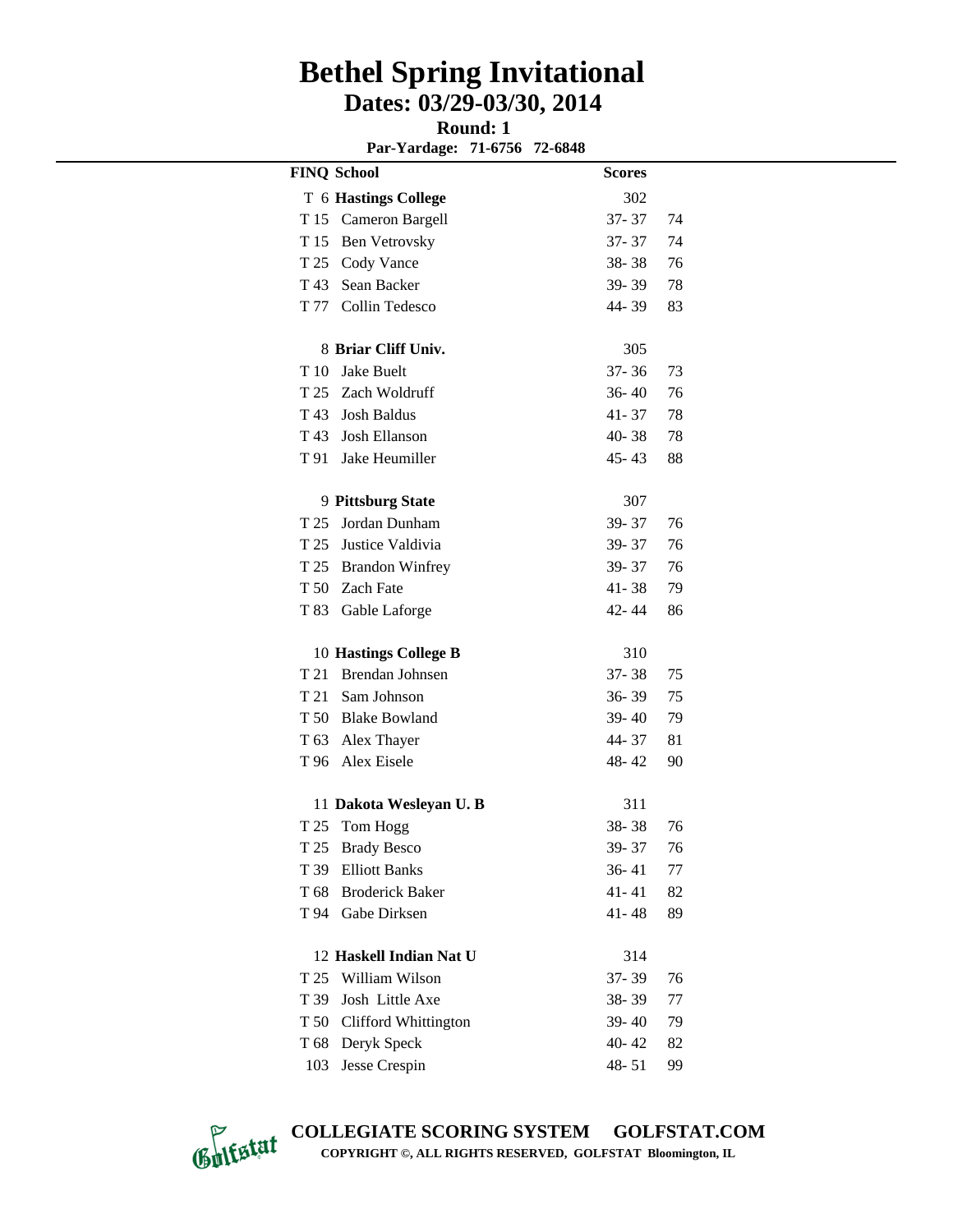# Bethel Spring Invitational

## Dates: 03/29-03/30, 2014

**Round: 1**

**Par-Yardage: 71-6756 72-6848**

| FINQ | School | Scores | |
|---|---|---|---|
| T 6 | **Hastings College** | 302 | |
| T 15 | Cameron Bargell | 37- 37 | 74 |
| T 15 | Ben Vetrovsky | 37- 37 | 74 |
| T 25 | Cody Vance | 38- 38 | 76 |
| T 43 | Sean Backer | 39- 39 | 78 |
| T 77 | Collin Tedesco | 44- 39 | 83 |
| 8 | **Briar Cliff Univ.** | 305 | |
| T 10 | Jake Buelt | 37- 36 | 73 |
| T 25 | Zach Woldruff | 36- 40 | 76 |
| T 43 | Josh Baldus | 41- 37 | 78 |
| T 43 | Josh Ellanson | 40- 38 | 78 |
| T 91 | Jake Heumiller | 45- 43 | 88 |
| 9 | **Pittsburg State** | 307 | |
| T 25 | Jordan Dunham | 39- 37 | 76 |
| T 25 | Justice Valdivia | 39- 37 | 76 |
| T 25 | Brandon Winfrey | 39- 37 | 76 |
| T 50 | Zach Fate | 41- 38 | 79 |
| T 83 | Gable Laforge | 42- 44 | 86 |
| 10 | **Hastings College B** | 310 | |
| T 21 | Brendan Johnsen | 37- 38 | 75 |
| T 21 | Sam Johnson | 36- 39 | 75 |
| T 50 | Blake Bowland | 39- 40 | 79 |
| T 63 | Alex Thayer | 44- 37 | 81 |
| T 96 | Alex Eisele | 48- 42 | 90 |
| 11 | **Dakota Wesleyan U. B** | 311 | |
| T 25 | Tom Hogg | 38- 38 | 76 |
| T 25 | Brady Besco | 39- 37 | 76 |
| T 39 | Elliott Banks | 36- 41 | 77 |
| T 68 | Broderick Baker | 41- 41 | 82 |
| T 94 | Gabe Dirksen | 41- 48 | 89 |
| 12 | **Haskell Indian Nat U** | 314 | |
| T 25 | William Wilson | 37- 39 | 76 |
| T 39 | Josh Little Axe | 38- 39 | 77 |
| T 50 | Clifford Whittington | 39- 40 | 79 |
| T 68 | Deryk Speck | 40- 42 | 82 |
| 103 | Jesse Crespin | 48- 51 | 99 |

**COLLEGIATE SCORING SYSTEM GOLFSTAT.COM**

**COPYRIGHT ©, ALL RIGHTS RESERVED, GOLFSTAT Bloomington, IL**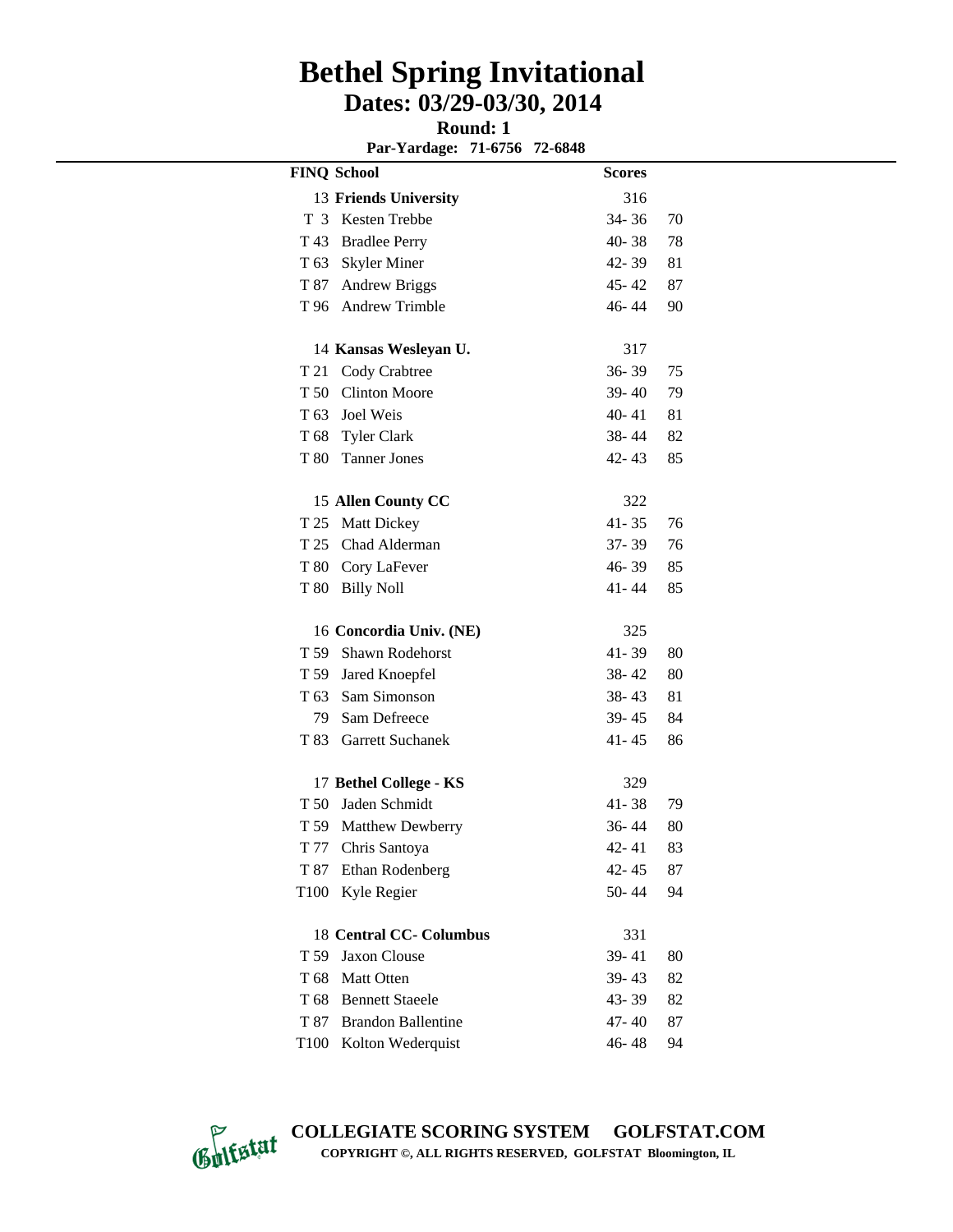# Bethel Spring Invitational

## Dates: 03/29-03/30, 2014

**Round: 1**

**Par-Yardage: 71-6756 72-6848**

| FINQ | School | Scores | |
|---|---|---|---|
| 13 | **Friends University** | 316 | |
| T 3 | Kesten Trebbe | 34- 36 | 70 |
| T 43 | Bradlee Perry | 40- 38 | 78 |
| T 63 | Skyler Miner | 42- 39 | 81 |
| T 87 | Andrew Briggs | 45- 42 | 87 |
| T 96 | Andrew Trimble | 46- 44 | 90 |
| | | | |
| 14 | **Kansas Wesleyan U.** | 317 | |
| T 21 | Cody Crabtree | 36- 39 | 75 |
| T 50 | Clinton Moore | 39- 40 | 79 |
| T 63 | Joel Weis | 40- 41 | 81 |
| T 68 | Tyler Clark | 38- 44 | 82 |
| T 80 | Tanner Jones | 42- 43 | 85 |
| | | | |
| 15 | **Allen County CC** | 322 | |
| T 25 | Matt Dickey | 41- 35 | 76 |
| T 25 | Chad Alderman | 37- 39 | 76 |
| T 80 | Cory LaFever | 46- 39 | 85 |
| T 80 | Billy Noll | 41- 44 | 85 |
| | | | |
| 16 | **Concordia Univ. (NE)** | 325 | |
| T 59 | Shawn Rodehorst | 41- 39 | 80 |
| T 59 | Jared Knoepfel | 38- 42 | 80 |
| T 63 | Sam Simonson | 38- 43 | 81 |
| 79 | Sam Defreece | 39- 45 | 84 |
| T 83 | Garrett Suchanek | 41- 45 | 86 |
| | | | |
| 17 | **Bethel College - KS** | 329 | |
| T 50 | Jaden Schmidt | 41- 38 | 79 |
| T 59 | Matthew Dewberry | 36- 44 | 80 |
| T 77 | Chris Santoya | 42- 41 | 83 |
| T 87 | Ethan Rodenberg | 42- 45 | 87 |
| T100 | Kyle Regier | 50- 44 | 94 |
| | | | |
| 18 | **Central CC- Columbus** | 331 | |
| T 59 | Jaxon Clouse | 39- 41 | 80 |
| T 68 | Matt Otten | 39- 43 | 82 |
| T 68 | Bennett Staeele | 43- 39 | 82 |
| T 87 | Brandon Ballentine | 47- 40 | 87 |
| T100 | Kolton Wederquist | 46- 48 | 94 |

**COLLEGIATE SCORING SYSTEM GOLFSTAT.COM**

**COPYRIGHT ©, ALL RIGHTS RESERVED, GOLFSTAT Bloomington, IL**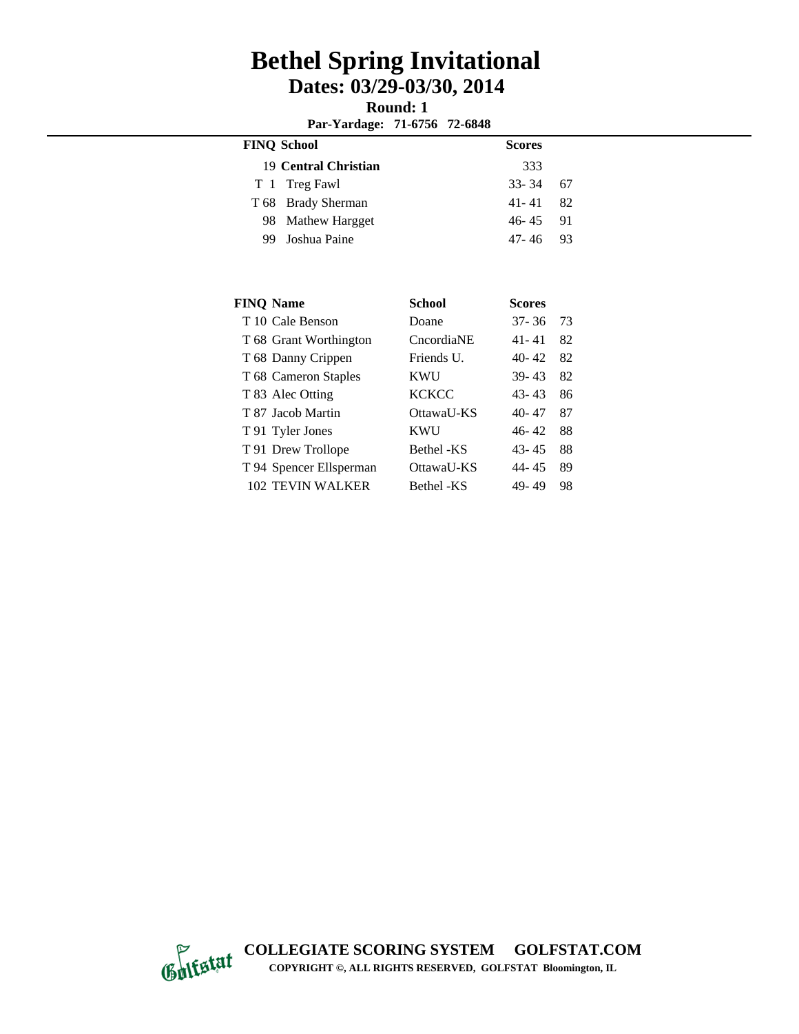# Bethel Spring Invitational

## Dates: 03/29-03/30, 2014

**Round: 1**

**Par-Yardage: 71-6756 72-6848**

| FINQ | School | Scores | |
|---|---|---|---|
| 19 | **Central Christian** | 333 | |
| T 1 | Treg Fawl | 33- 34 | 67 |
| T 68 | Brady Sherman | 41- 41 | 82 |
| 98 | Mathew Hargget | 46- 45 | 91 |
| 99 | Joshua Paine | 47- 46 | 93 |

| FINQ | Name | School | Scores | |
|---|---|---|---|---|
| T 10 | Cale Benson | Doane | 37- 36 | 73 |
| T 68 | Grant Worthington | CncordiaNE | 41- 41 | 82 |
| T 68 | Danny Crippen | Friends U. | 40- 42 | 82 |
| T 68 | Cameron Staples | KWU | 39- 43 | 82 |
| T 83 | Alec Otting | KCKCC | 43- 43 | 86 |
| T 87 | Jacob Martin | OttawaU-KS | 40- 47 | 87 |
| T 91 | Tyler Jones | KWU | 46- 42 | 88 |
| T 91 | Drew Trollope | Bethel -KS | 43- 45 | 88 |
| T 94 | Spencer Ellsperman | OttawaU-KS | 44- 45 | 89 |
| 102 | TEVIN WALKER | Bethel -KS | 49- 49 | 98 |

**COLLEGIATE SCORING SYSTEM GOLFSTAT.COM**

**COPYRIGHT ©, ALL RIGHTS RESERVED, GOLFSTAT Bloomington, IL**